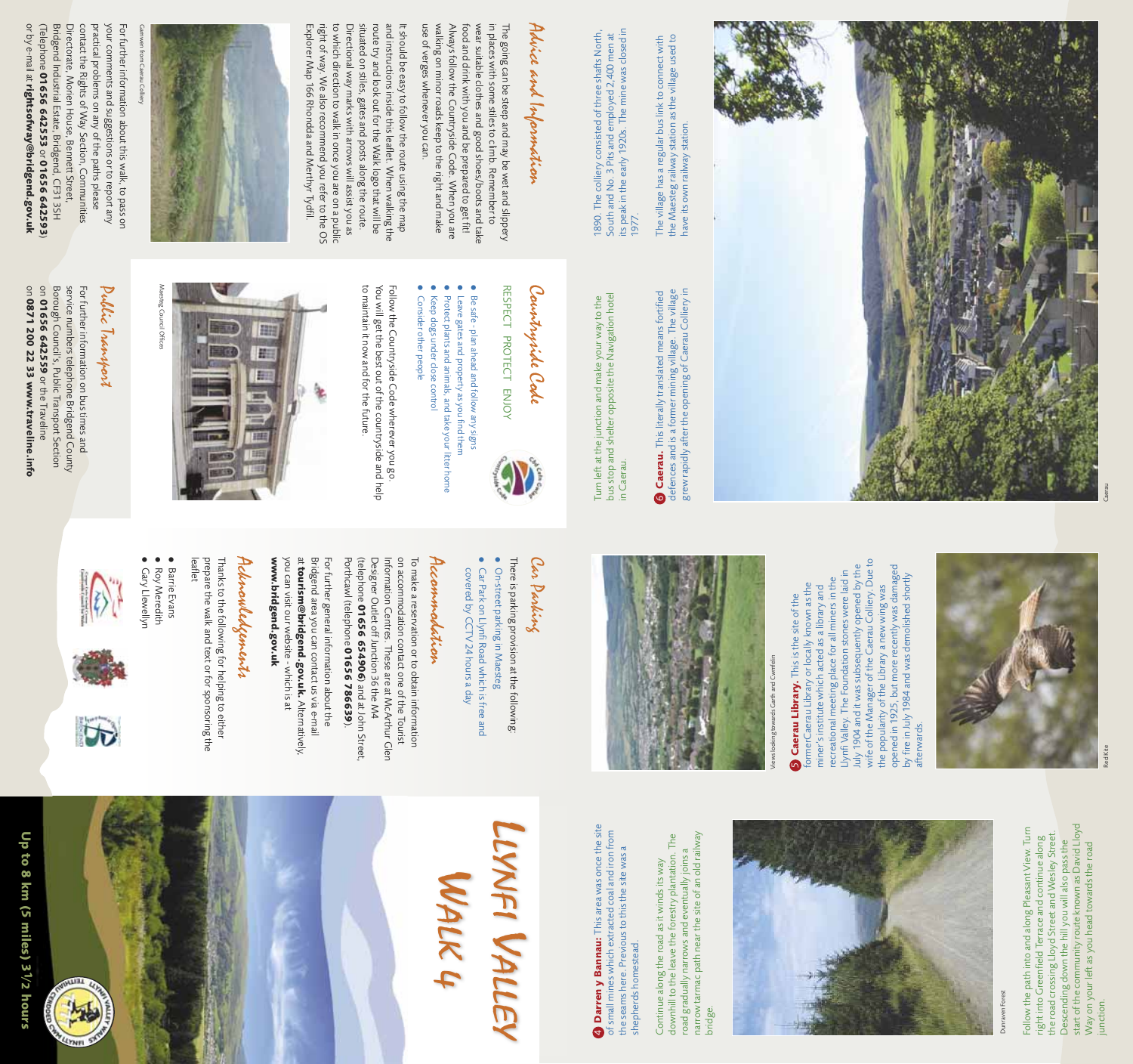# Llynfi Valley Walk 4

**Up to 8 km (5 miles) 3½ hours**

## Advice and Information

The going can be steep and may be wet and slippery in places with some stiles to climb. Remember to wear suitable clothes and good shoes/boots and take food and drink with you and be prepared to get fit! Always follow the Countryside Code. When you are walking on minor roads keep to the right and make use of verges whenever you can.

It should be easy to follow the route using the map and instructions inside this leaflet. When walking the route try and look out for the Walk logo that will be situated on stiles, gates and posts along the route. Directional way marks with arrows will assist you as to which direction to walk in once you are on a public right of way. We also recommend you refer to the OS Explorer Map 166 Rhondda and Merthyr Tydfil.

Garnwen from Caerau Colliery

For further information about this walk, to pass on your comments and suggestions or to report any practical problems on any of the paths please contact the Rights of Way Section, Communities Directorate, Morien House, Bennett Street, Bridgend Industrial Estate, Bridgend, CF31 3SH (Telephone **01656 642553** or **01656 642593**) or by e-mail at **rightsofway@bridgend.gov.uk**

## Countryside Code

RESPECT PROTECT ENJOY

- Be safe - plan ahead and follow any signs
- Leave gates and property as you find them
- Protect plants and animals, and take your litter home
- Keep dogs under close control
- Consider other people

Follow the Countryside Code wherever you go. You will get the best out of the countryside and help to maintain it now and for the future.

Maesteg Council Offices

## Public Transport

For further information on bus times and service numbers telephone Bridgend County Borough Council's, Public Transport Section on **01656 642559** or the Traveline on **0871 200 22 33 www.traveline.info**

## Car Parking

There is parking provision at the following:

- On-street parking in Maesteg
- Car Park on Llynfi Road which is free and covered by CCTV 24 hours a day

## Accommodation

To make a reservation or to obtain information on accommodation contact one of the Tourist Information Centres. These are at McArthur Glen Designer Outlet off Junction 36 the M4 (telephone **01656 654906**) and at John Street, Porthcawl (telephone **01656 786639**).

For further general information about the Bridgend area you can contact us via e-mail at **tourism@bridgend.gov.uk.** Alternatively, you can visit our website - which is at **www.bridgend.gov.uk**

## Acknowledgements

Thanks to the following for helping to either prepare the walk and text or for sponsoring the leaflet

- Barrie Evans
- Roy Meredith
- Gary Llewellyn

**4 Darren y Bannau:** This area was once the site of small mines which extracted coal and iron from the seams here. Previous to this the site was a shepherds homestead.

Continue along the road as it winds its way downhill to leave the forestry plantation. The road gradually narrows and eventually joins a narrow tarmac path near the site of an old railway bridge.

Dunraven Forest

Follow the path into and along Pleasant View. Turn right into Greenfield Terrace and continue along the road crossing Lloyd Street and Wesley Street. Descending down the hill you will also pass the start of the community route known as David Lloyd Way on your left as you head towards the road junction.

Views looking towards Garth and Cwmfelin

**5 Caerau Library.** This is the site of the former Caerau Library or locally known as the miner's institute which acted as a library and recreational meeting place for all miners in the Llynfi Valley. The Foundation stones were laid in July 1904 and it was subsequently opened by the wife of the Manager of the Caerau Colliery. Due to the popularity of the Library a new wing was opened in 1925, but more recently was damaged by fire in July 1984 and was demolished shortly afterwards.

Red Kite

Turn left at the junction and make your way to the bus stop and shelter opposite the Navigation hotel in Caerau.

**6 Caerau.** This literally translated means fortified defences and is a former mining village. The village grew rapidly after the opening of Caerau Colliery in 1890. The colliery consisted of three shafts North, South and No. 3 Pits and employed 2,400 men at its peak in the early 1920s. The mine was closed in 1977.

The village has a regular bus link to connect with the Maesteg railway station as the village used to have its own railway station.

Caerau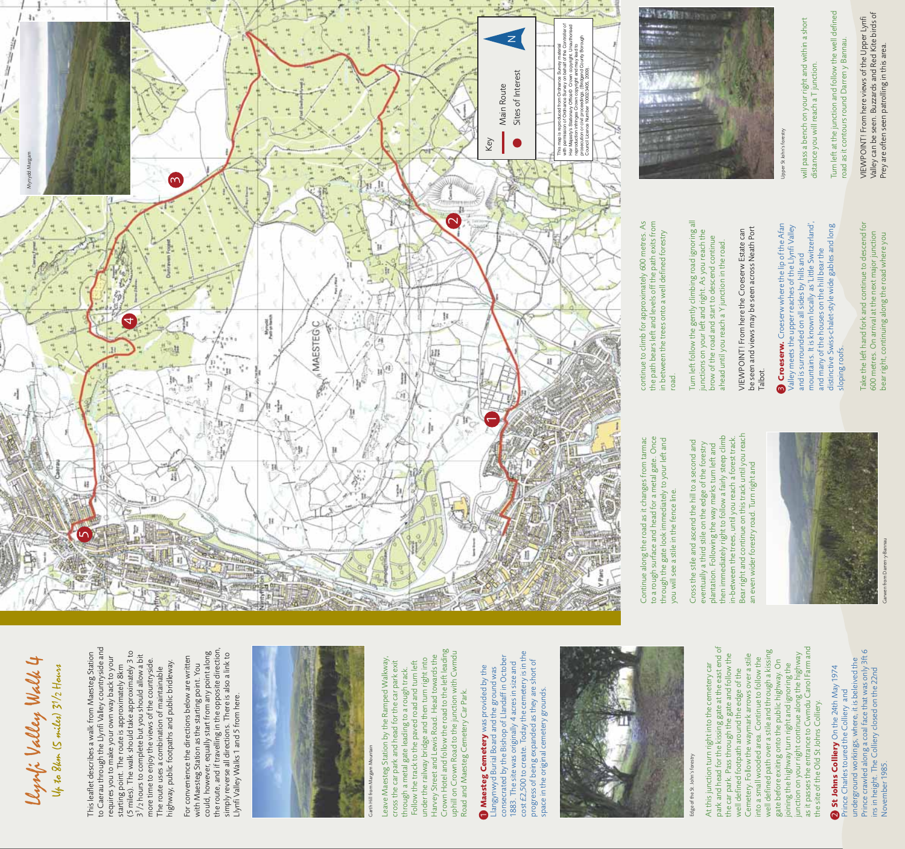# Llynfi Valley Walk 4

## Up to 8km (5 miles) 3½ Hours

This leaflet describes a walk from Maesteg Station to Caerau through the Llynfi Valley countryside and requires you to make your own way back to your starting point. The route is approximately 8km (5 miles). The walk should take approximately 3 to 3½ hours to complete but you should allow a bit more time to enjoy the views of the countryside. The route uses a combination of maintainable highway, public footpaths and public bridleway.

For convenience the directions below are written with Maesteg Station as the starting point. You could, however, equally start from any point along the route, and if travelling in the opposite direction, simply reverse all directions. There is also a link to Llynfi Valley Walks 1 and 5 from here.

Garth Hill from Margam Mountain

Leave Maesteg Station by the Ramped Walkway, cross the car park and head for the car park exit through a metal gate leading to a rough track. Follow the track to the paved road and turn left under the railway bridge and then turn right into Harvey Street and Lewis Road. Head towards the Crown Hotel and follow the road to the left leading uphill on Crown Road to the junction with Cwmdu Road and Maesteg Cemetery Car Park.

**1 Maesteg Cemetery** was provided by the Llangynwyd Burial Board and the ground was consecrated by the Bishop of Llandaff in October 1883. The site was originally 4 acres in size and cost £2,500 to create. Today the cemetery is in the progress of being expanded as they are short of space in the original cemetery grounds.

Edge of the St John's forestry

At this junction turn right into the cemetery car park and head for the kissing gate at the east end of the car park. Pass through the gate and follow the well defined footpath around the edge of the Cemetery. Follow the waymark arrows over a stile into a small wooded area. Continue to follow the well defined path over a stile and through a kissing gate before exiting onto the public highway. On joining the highway turn right and ignoring the junction on your right continue along the highway as it passes the entrance to Cwmdu Canol Farm and the site of the Old St Johns Colliery.

**2 St Johns Colliery** On the 24th May 1974 Prince Charles toured the Colliery and underground workings, where, it is believed the Prince crawled along a coal face that was only 3ft 6 ins in height. The Colliery closed on the 22nd November 1985.

Mynydd Margam

Key

Main Route

Sites of Interest

N

This map is reproduced from Ordnance Survey material with permission of Ordnance Survey on behalf of the Controller of Her Majesty's Stationery Office© Crown copyright. Unauthorised reproduction infringes Crown copyright and may lead to prosecution or civil proceedings. (Bridgend County Borough Council Licence Number 100023405, 2009)

Continue along the road as it changes from tarmac to a rough surface and head for a metal gate. Once through the gate look immediately to your left and you will see a stile in the fence line.

Cross the stile and ascend the hill to a second and eventually a third stile on the edge of the forestry plantation. Following the way marks turn left and then immediately right to follow a fairly steep climb in-between the trees, until you reach a forest track. Bear right and continue on this track until you reach an even wider forestry road. Turn right and

Garwen from Darren-y-Bannau

continue to climb for approximately 600 metres. As the path bears left and levels off the path exits from in between the trees onto a well defined forestry road.

Turn left follow the gently climbing road ignoring all junctions on your left and right. As you reach the brow of the road and start to descend continue ahead until you reach a Y junction in the road.

VIEWPOINT! From here the Croeserw Estate can be seen and views may be seen across Neath Port Talbot.

**3 Croeserw.** Croeserw where the lip of the Afan Valley meets the upper reaches of the Llynfi Valley and is surrounded on all sides by hills and mountains. It is known locally as 'Little Switzerland', and many of the houses on the hill bear the distinctive Swiss-chalet-style wide gables and long sloping roofs.

Take the left hand fork and continue to descend for 600 metres. On arrival at the next major junction bear right, continuing along the road where you

Upper St John's forestry

will pass a bench on your right and within a short distance you will reach a T junction.

Turn left at the junction and follow the well defined road as it contours round Darren y Bannau.

VIEWPOINT! From here views of the Upper Llynfi Valley can be seen. Buzzards and Red Kite birds of Prey are often seen patrolling in this area.